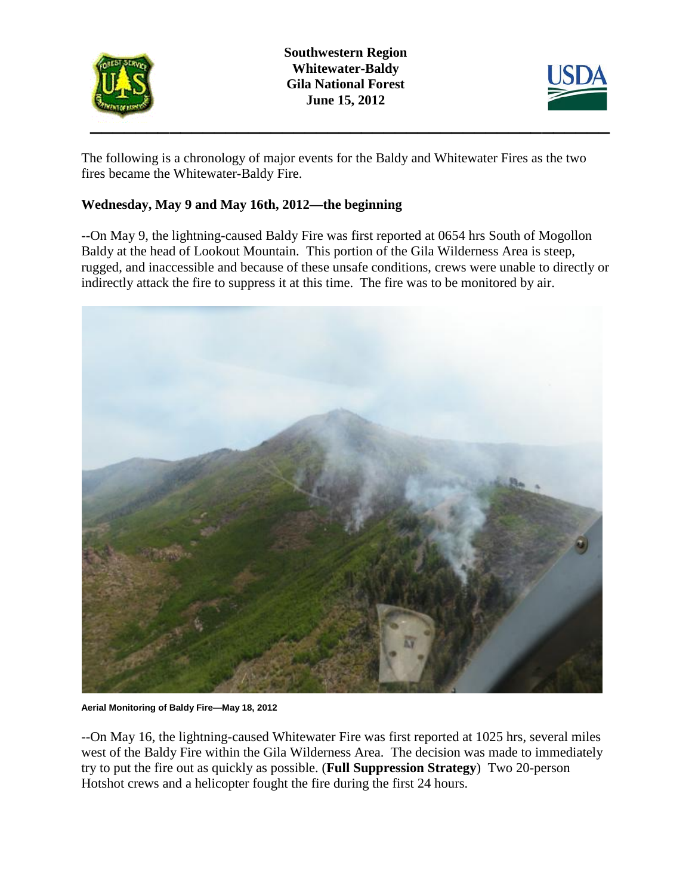**Southwestern Region**
**Whitewater-Baldy**
**Gila National Forest**
**June 15, 2012**

The following is a chronology of major events for the Baldy and Whitewater Fires as the two fires became the Whitewater-Baldy Fire.

### Wednesday, May 9 and May 16th, 2012—the beginning

--On May 9, the lightning-caused Baldy Fire was first reported at 0654 hrs South of Mogollon Baldy at the head of Lookout Mountain. This portion of the Gila Wilderness Area is steep, rugged, and inaccessible and because of these unsafe conditions, crews were unable to directly or indirectly attack the fire to suppress it at this time. The fire was to be monitored by air.

**Aerial Monitoring of Baldy Fire—May 18, 2012**

--On May 16, the lightning-caused Whitewater Fire was first reported at 1025 hrs, several miles west of the Baldy Fire within the Gila Wilderness Area. The decision was made to immediately try to put the fire out as quickly as possible. (**Full Suppression Strategy**) Two 20-person Hotshot crews and a helicopter fought the fire during the first 24 hours.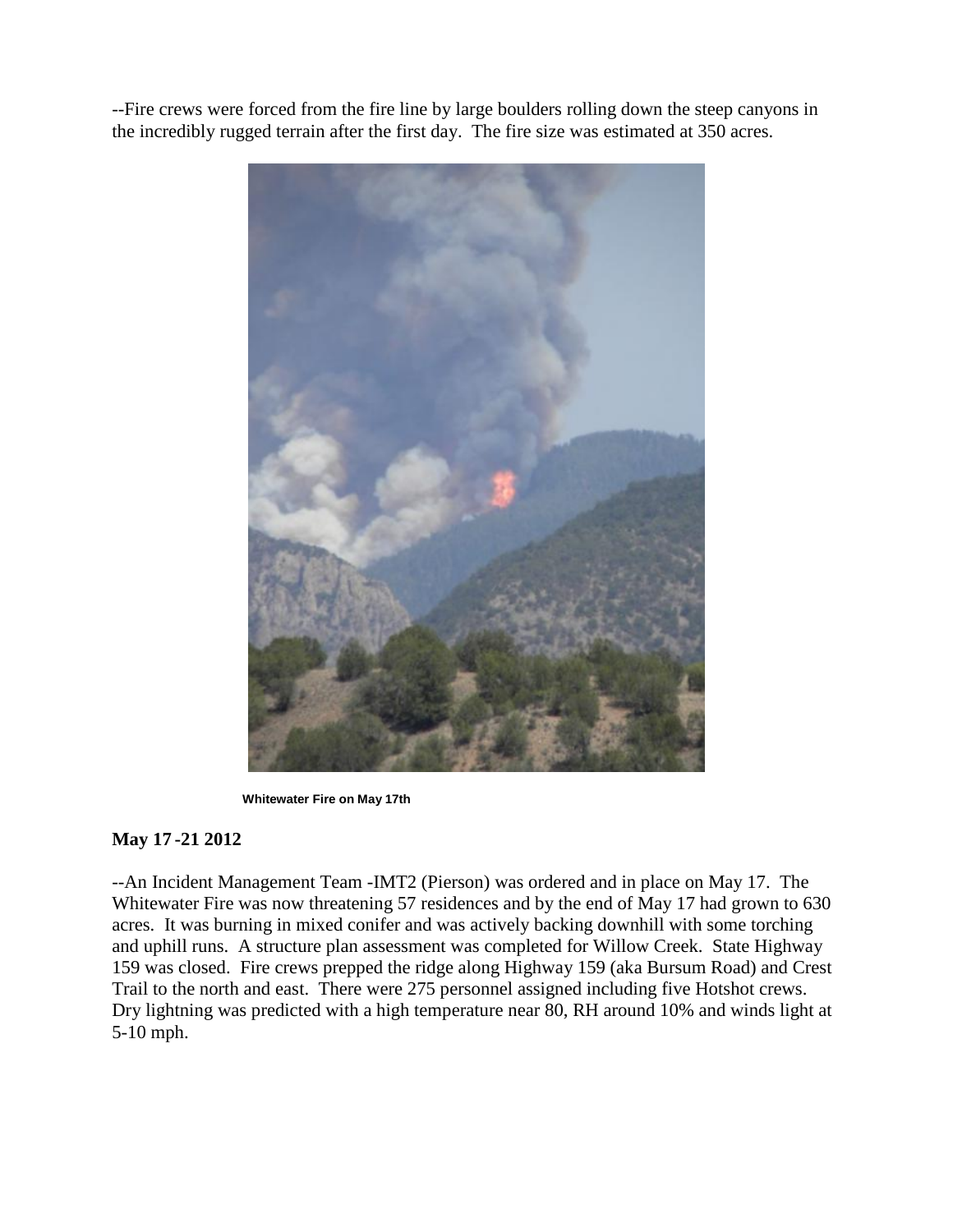--Fire crews were forced from the fire line by large boulders rolling down the steep canyons in the incredibly rugged terrain after the first day. The fire size was estimated at 350 acres.

**Whitewater Fire on May 17th**

## May 17 -21 2012

--An Incident Management Team -IMT2 (Pierson) was ordered and in place on May 17. The Whitewater Fire was now threatening 57 residences and by the end of May 17 had grown to 630 acres. It was burning in mixed conifer and was actively backing downhill with some torching and uphill runs. A structure plan assessment was completed for Willow Creek. State Highway 159 was closed. Fire crews prepped the ridge along Highway 159 (aka Bursum Road) and Crest Trail to the north and east. There were 275 personnel assigned including five Hotshot crews. Dry lightning was predicted with a high temperature near 80, RH around 10% and winds light at 5-10 mph.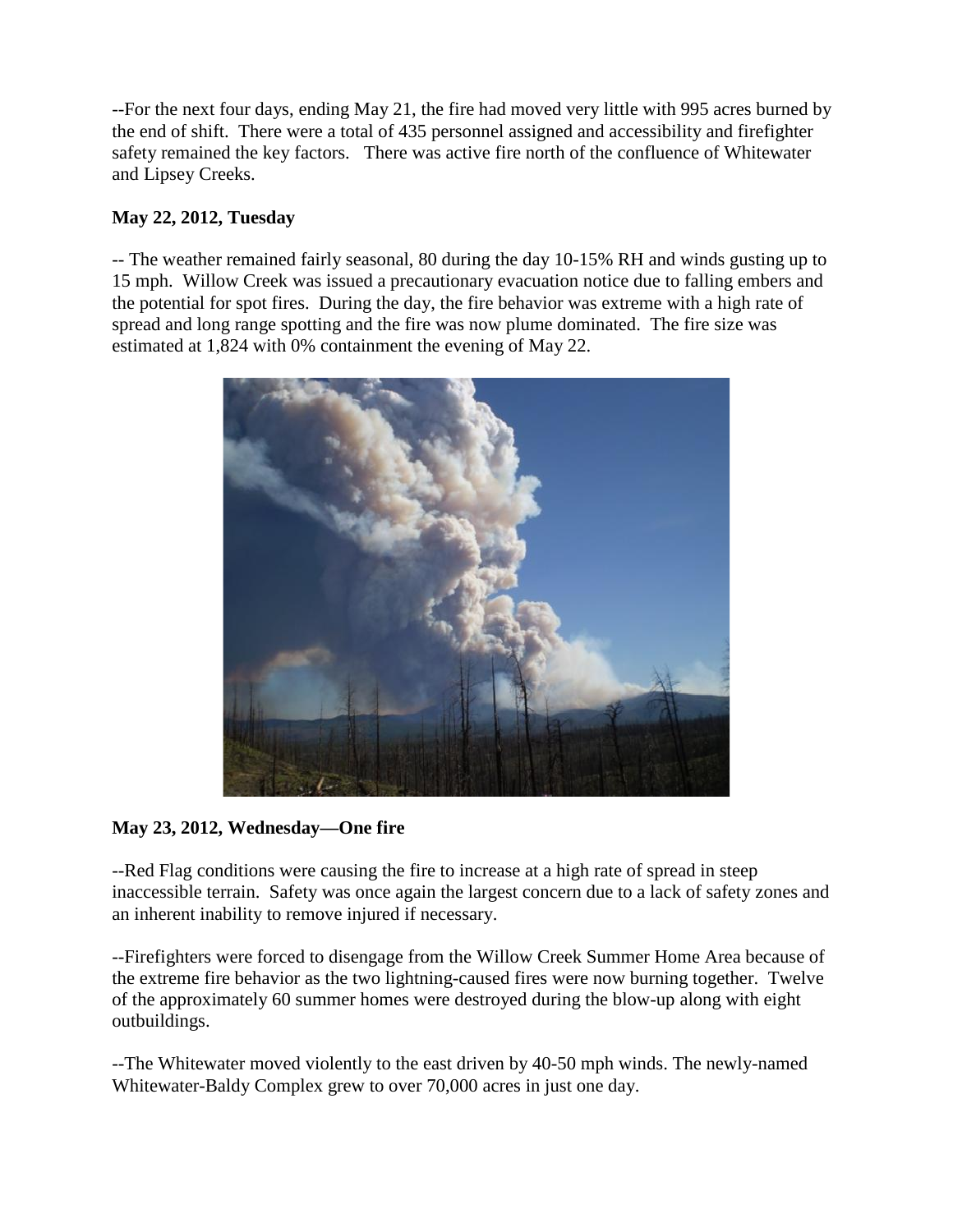--For the next four days, ending May 21, the fire had moved very little with 995 acres burned by the end of shift. There were a total of 435 personnel assigned and accessibility and firefighter safety remained the key factors. There was active fire north of the confluence of Whitewater and Lipsey Creeks.

**May 22, 2012, Tuesday**

-- The weather remained fairly seasonal, 80 during the day 10-15% RH and winds gusting up to 15 mph. Willow Creek was issued a precautionary evacuation notice due to falling embers and the potential for spot fires. During the day, the fire behavior was extreme with a high rate of spread and long range spotting and the fire was now plume dominated. The fire size was estimated at 1,824 with 0% containment the evening of May 22.

**May 23, 2012, Wednesday—One fire**

--Red Flag conditions were causing the fire to increase at a high rate of spread in steep inaccessible terrain. Safety was once again the largest concern due to a lack of safety zones and an inherent inability to remove injured if necessary.

--Firefighters were forced to disengage from the Willow Creek Summer Home Area because of the extreme fire behavior as the two lightning-caused fires were now burning together. Twelve of the approximately 60 summer homes were destroyed during the blow-up along with eight outbuildings.

--The Whitewater moved violently to the east driven by 40-50 mph winds. The newly-named Whitewater-Baldy Complex grew to over 70,000 acres in just one day.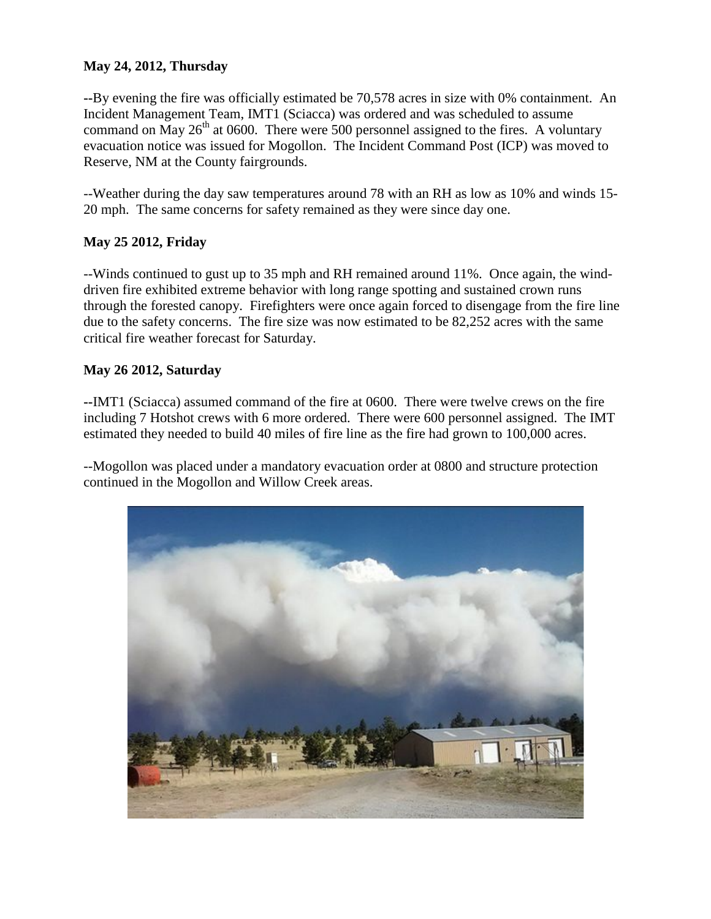**May 24, 2012, Thursday**

--By evening the fire was officially estimated be 70,578 acres in size with 0% containment. An Incident Management Team, IMT1 (Sciacca) was ordered and was scheduled to assume command on May 26[th] at 0600. There were 500 personnel assigned to the fires. A voluntary evacuation notice was issued for Mogollon. The Incident Command Post (ICP) was moved to Reserve, NM at the County fairgrounds.

--Weather during the day saw temperatures around 78 with an RH as low as 10% and winds 15-20 mph. The same concerns for safety remained as they were since day one.

**May 25 2012, Friday**

--Winds continued to gust up to 35 mph and RH remained around 11%. Once again, the wind-driven fire exhibited extreme behavior with long range spotting and sustained crown runs through the forested canopy. Firefighters were once again forced to disengage from the fire line due to the safety concerns. The fire size was now estimated to be 82,252 acres with the same critical fire weather forecast for Saturday.

**May 26 2012, Saturday**

--IMT1 (Sciacca) assumed command of the fire at 0600. There were twelve crews on the fire including 7 Hotshot crews with 6 more ordered. There were 600 personnel assigned. The IMT estimated they needed to build 40 miles of fire line as the fire had grown to 100,000 acres.

--Mogollon was placed under a mandatory evacuation order at 0800 and structure protection continued in the Mogollon and Willow Creek areas.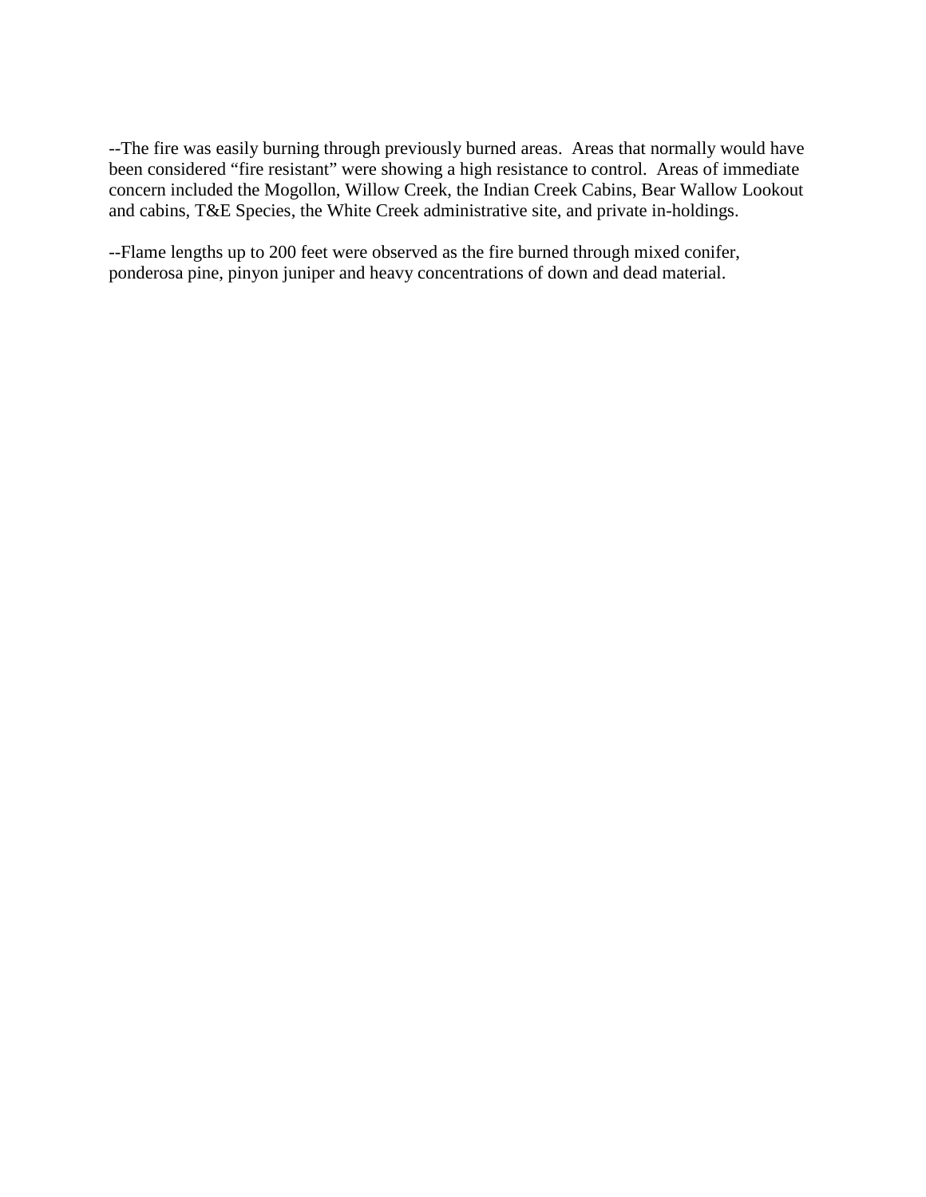--The fire was easily burning through previously burned areas. Areas that normally would have been considered "fire resistant" were showing a high resistance to control. Areas of immediate concern included the Mogollon, Willow Creek, the Indian Creek Cabins, Bear Wallow Lookout and cabins, T&E Species, the White Creek administrative site, and private in-holdings.

--Flame lengths up to 200 feet were observed as the fire burned through mixed conifer, ponderosa pine, pinyon juniper and heavy concentrations of down and dead material.